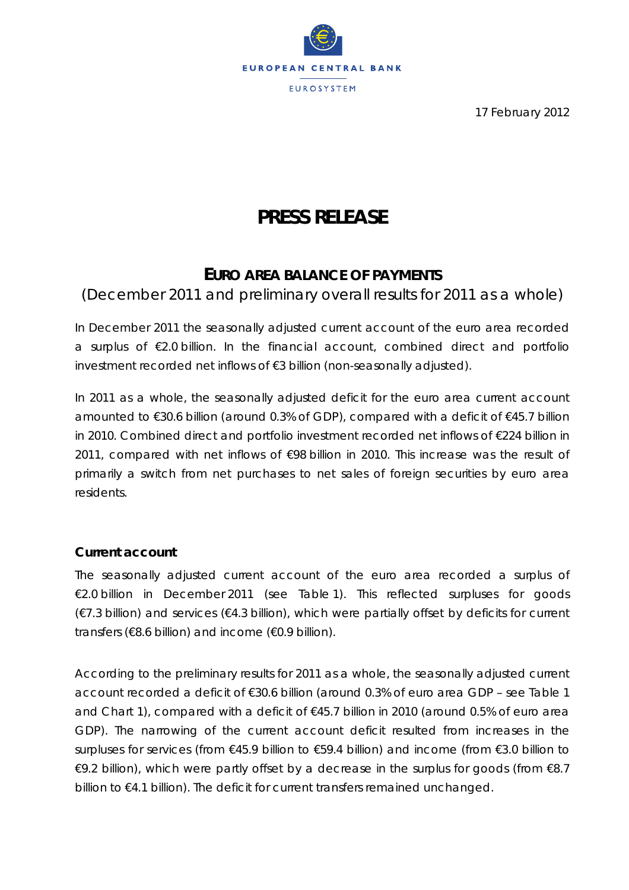EUROPEAN CENTRAL BANK

EUROSYSTEM

17 February 2012

# PRESS RELEASE

## EURO AREA BALANCE OF PAYMENTS

(December 2011 and preliminary overall results for 2011 as a whole)

In December 2011 the seasonally adjusted current account of the euro area recorded a surplus of €2.0 billion. In the financial account, combined direct and portfolio investment recorded net inflows of €3 billion (non-seasonally adjusted).

In 2011 as a whole, the seasonally adjusted deficit for the euro area current account amounted to €30.6 billion (around 0.3% of GDP), compared with a deficit of €45.7 billion in 2010. Combined direct and portfolio investment recorded net inflows of €224 billion in 2011, compared with net inflows of €98 billion in 2010. This increase was the result of primarily a switch from net purchases to net sales of foreign securities by euro area residents.

### Current account

The seasonally adjusted current account of the euro area recorded a surplus of €2.0 billion in December 2011 (see Table 1). This reflected surpluses for goods (€7.3 billion) and services (€4.3 billion), which were partially offset by deficits for current transfers (€8.6 billion) and income (€0.9 billion).

According to the preliminary results for 2011 as a whole, the seasonally adjusted current account recorded a deficit of €30.6 billion (around 0.3% of euro area GDP – see Table 1 and Chart 1), compared with a deficit of €45.7 billion in 2010 (around 0.5% of euro area GDP). The narrowing of the current account deficit resulted from increases in the surpluses for services (from €45.9 billion to €59.4 billion) and income (from €3.0 billion to €9.2 billion), which were partly offset by a decrease in the surplus for goods (from €8.7 billion to €4.1 billion). The deficit for current transfers remained unchanged.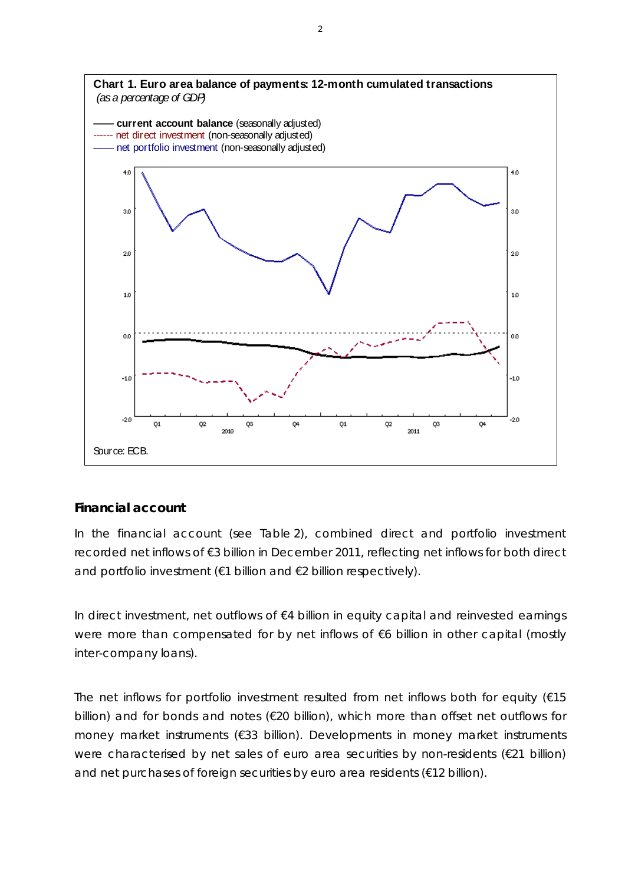**Chart 1. Euro area balance of payments: 12-month cumulated transactions**
*(as a percentage of GDP)*

—— **current account balance** (seasonally adjusted)
------ net direct investment (non-seasonally adjusted)
—— net portfolio investment (non-seasonally adjusted)

Source: ECB.

## Financial account

In the financial account (see Table 2), combined direct and portfolio investment recorded net inflows of €3 billion in December 2011, reflecting net inflows for both direct and portfolio investment (€1 billion and €2 billion respectively).

In direct investment, net outflows of €4 billion in equity capital and reinvested earnings were more than compensated for by net inflows of €6 billion in other capital (mostly inter-company loans).

The net inflows for portfolio investment resulted from net inflows both for equity (€15 billion) and for bonds and notes (€20 billion), which more than offset net outflows for money market instruments (€33 billion). Developments in money market instruments were characterised by net sales of euro area securities by non-residents (€21 billion) and net purchases of foreign securities by euro area residents (€12 billion).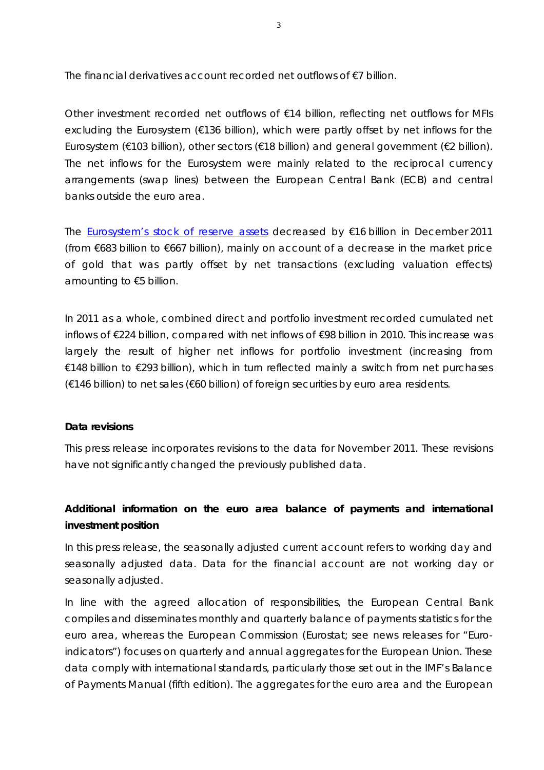The financial derivatives account recorded net outflows of €7 billion.

Other investment recorded net outflows of €14 billion, reflecting net outflows for MFIs excluding the Eurosystem (€136 billion), which were partly offset by net inflows for the Eurosystem (€103 billion), other sectors (€18 billion) and general government (€2 billion). The net inflows for the Eurosystem were mainly related to the reciprocal currency arrangements (swap lines) between the European Central Bank (ECB) and central banks outside the euro area.

The Eurosystem's stock of reserve assets decreased by €16 billion in December 2011 (from €683 billion to €667 billion), mainly on account of a decrease in the market price of gold that was partly offset by net transactions (excluding valuation effects) amounting to €5 billion.

In 2011 as a whole, combined direct and portfolio investment recorded cumulated net inflows of €224 billion, compared with net inflows of €98 billion in 2010. This increase was largely the result of higher net inflows for portfolio investment (increasing from €148 billion to €293 billion), which in turn reflected mainly a switch from net purchases (€146 billion) to net sales (€60 billion) of foreign securities by euro area residents.

**Data revisions**

This press release incorporates revisions to the data for November 2011. These revisions have not significantly changed the previously published data.

**Additional information on the euro area balance of payments and international investment position**

In this press release, the seasonally adjusted current account refers to working day and seasonally adjusted data. Data for the financial account are not working day or seasonally adjusted.

In line with the agreed allocation of responsibilities, the European Central Bank compiles and disseminates monthly and quarterly balance of payments statistics for the euro area, whereas the European Commission (Eurostat; see news releases for "Euro-indicators") focuses on quarterly and annual aggregates for the European Union. These data comply with international standards, particularly those set out in the IMF's Balance of Payments Manual (fifth edition). The aggregates for the euro area and the European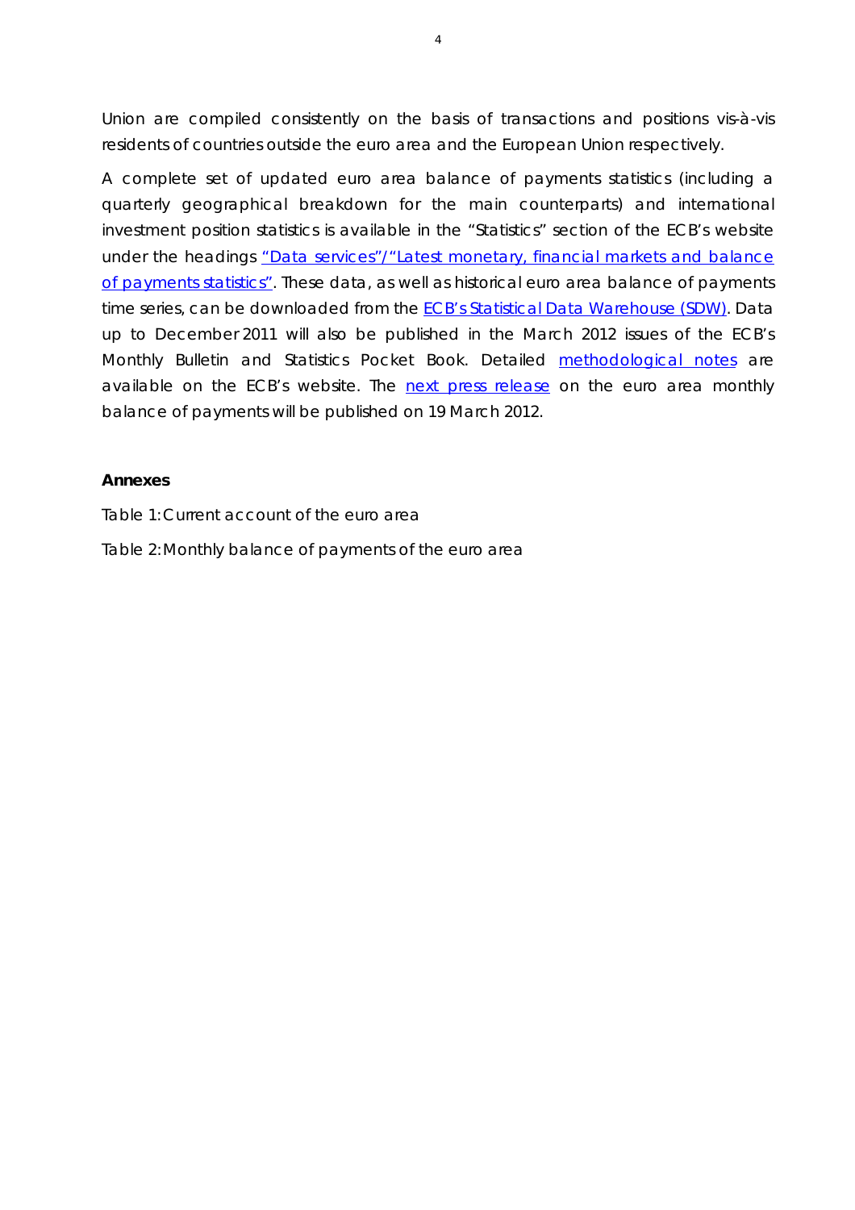Union are compiled consistently on the basis of transactions and positions vis-à-vis residents of countries outside the euro area and the European Union respectively.

A complete set of updated euro area balance of payments statistics (including a quarterly geographical breakdown for the main counterparts) and international investment position statistics is available in the "Statistics" section of the ECB's website under the headings "Data services"/"Latest monetary, financial markets and balance of payments statistics". These data, as well as historical euro area balance of payments time series, can be downloaded from the ECB's Statistical Data Warehouse (SDW). Data up to December 2011 will also be published in the March 2012 issues of the ECB's Monthly Bulletin and Statistics Pocket Book. Detailed methodological notes are available on the ECB's website. The next press release on the euro area monthly balance of payments will be published on 19 March 2012.

**Annexes**

Table 1: Current account of the euro area

Table 2: Monthly balance of payments of the euro area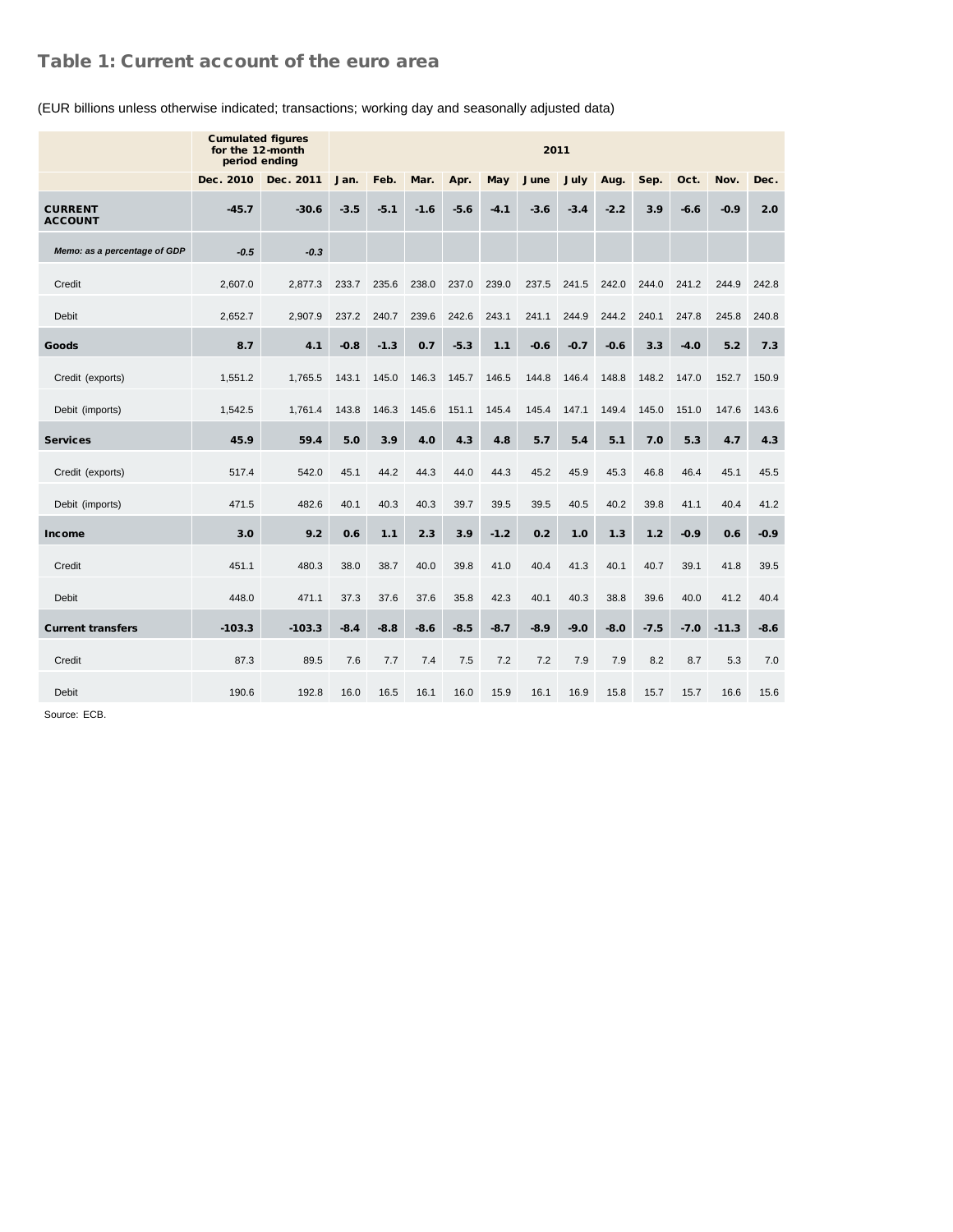## Table 1: Current account of the euro area

(EUR billions unless otherwise indicated; transactions; working day and seasonally adjusted data)

| | Cumulated figures for the 12-month period ending | | 2011 | | | | | | | | | | | |
|---|---|---|---|---|---|---|---|---|---|---|---|---|---|---|
| | Dec. 2010 | Dec. 2011 | Jan. | Feb. | Mar. | Apr. | May | June | July | Aug. | Sep. | Oct. | Nov. | Dec. |
| **CURRENT ACCOUNT** | **-45.7** | **-30.6** | **-3.5** | **-5.1** | **-1.6** | **-5.6** | **-4.1** | **-3.6** | **-3.4** | **-2.2** | **3.9** | **-6.6** | **-0.9** | **2.0** |
| *Memo: as a percentage of GDP* | *-0.5* | *-0.3* | | | | | | | | | | | | |
| Credit | 2,607.0 | 2,877.3 | 233.7 | 235.6 | 238.0 | 237.0 | 239.0 | 237.5 | 241.5 | 242.0 | 244.0 | 241.2 | 244.9 | 242.8 |
| Debit | 2,652.7 | 2,907.9 | 237.2 | 240.7 | 239.6 | 242.6 | 243.1 | 241.1 | 244.9 | 244.2 | 240.1 | 247.8 | 245.8 | 240.8 |
| **Goods** | **8.7** | **4.1** | **-0.8** | **-1.3** | **0.7** | **-5.3** | **1.1** | **-0.6** | **-0.7** | **-0.6** | **3.3** | **-4.0** | **5.2** | **7.3** |
| Credit (exports) | 1,551.2 | 1,765.5 | 143.1 | 145.0 | 146.3 | 145.7 | 146.5 | 144.8 | 146.4 | 148.8 | 148.2 | 147.0 | 152.7 | 150.9 |
| Debit (imports) | 1,542.5 | 1,761.4 | 143.8 | 146.3 | 145.6 | 151.1 | 145.4 | 145.4 | 147.1 | 149.4 | 145.0 | 151.0 | 147.6 | 143.6 |
| **Services** | **45.9** | **59.4** | **5.0** | **3.9** | **4.0** | **4.3** | **4.8** | **5.7** | **5.4** | **5.1** | **7.0** | **5.3** | **4.7** | **4.3** |
| Credit (exports) | 517.4 | 542.0 | 45.1 | 44.2 | 44.3 | 44.0 | 44.3 | 45.2 | 45.9 | 45.3 | 46.8 | 46.4 | 45.1 | 45.5 |
| Debit (imports) | 471.5 | 482.6 | 40.1 | 40.3 | 40.3 | 39.7 | 39.5 | 39.5 | 40.5 | 40.2 | 39.8 | 41.1 | 40.4 | 41.2 |
| **Income** | **3.0** | **9.2** | **0.6** | **1.1** | **2.3** | **3.9** | **-1.2** | **0.2** | **1.0** | **1.3** | **1.2** | **-0.9** | **0.6** | **-0.9** |
| Credit | 451.1 | 480.3 | 38.0 | 38.7 | 40.0 | 39.8 | 41.0 | 40.4 | 41.3 | 40.1 | 40.7 | 39.1 | 41.8 | 39.5 |
| Debit | 448.0 | 471.1 | 37.3 | 37.6 | 37.6 | 35.8 | 42.3 | 40.1 | 40.3 | 38.8 | 39.6 | 40.0 | 41.2 | 40.4 |
| **Current transfers** | **-103.3** | **-103.3** | **-8.4** | **-8.8** | **-8.6** | **-8.5** | **-8.7** | **-8.9** | **-9.0** | **-8.0** | **-7.5** | **-7.0** | **-11.3** | **-8.6** |
| Credit | 87.3 | 89.5 | 7.6 | 7.7 | 7.4 | 7.5 | 7.2 | 7.2 | 7.9 | 7.9 | 8.2 | 8.7 | 5.3 | 7.0 |
| Debit | 190.6 | 192.8 | 16.0 | 16.5 | 16.1 | 16.0 | 15.9 | 16.1 | 16.9 | 15.8 | 15.7 | 15.7 | 16.6 | 15.6 |

Source: ECB.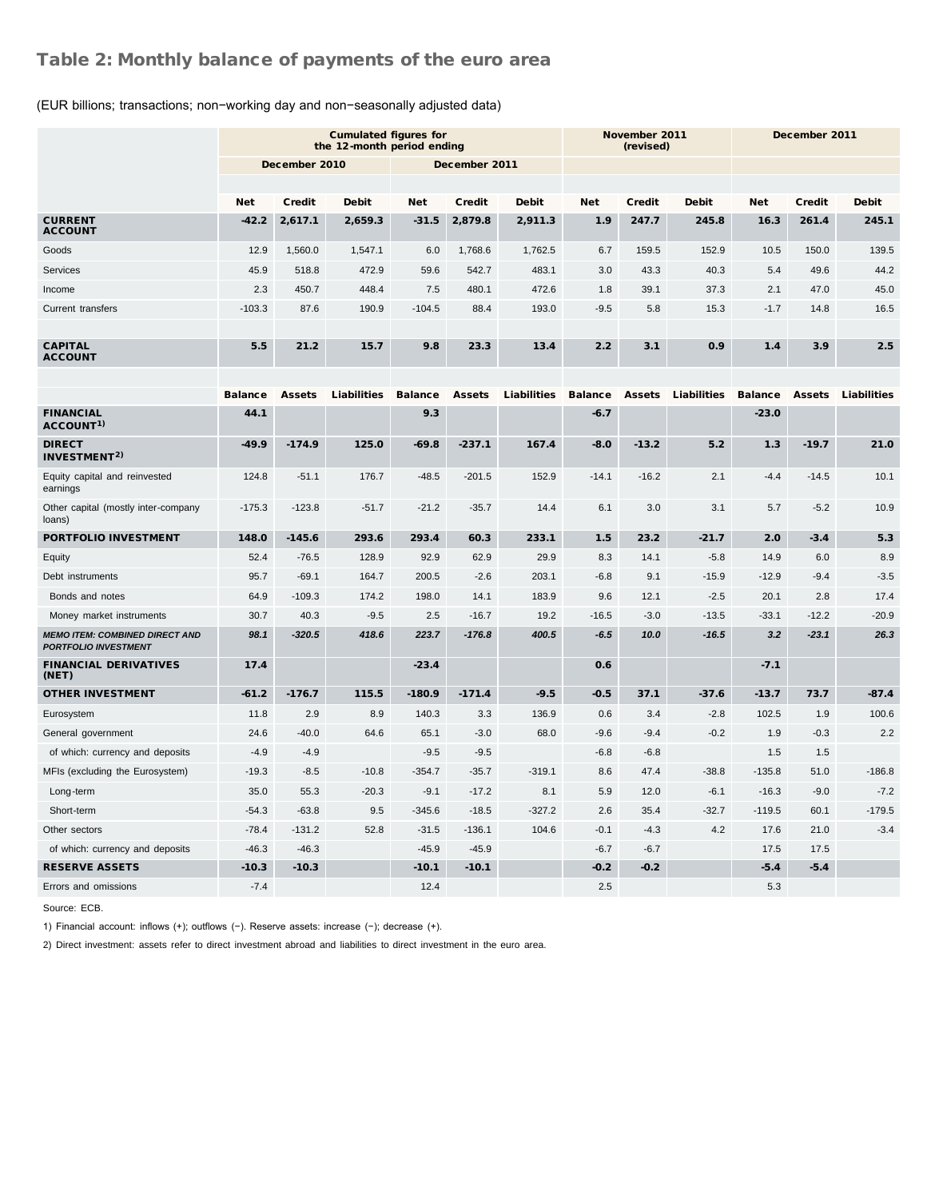## Table 2: Monthly balance of payments of the euro area

(EUR billions; transactions; non−working day and non−seasonally adjusted data)

| | Cumulated figures for the 12-month period ending | | | | | | November 2011 (revised) | | | December 2011 | | |
|---|---|---|---|---|---|---|---|---|---|---|---|---|
| | December 2010 | | | December 2011 | | | | | | | | |
| | **Net** | **Credit** | **Debit** | **Net** | **Credit** | **Debit** | **Net** | **Credit** | **Debit** | **Net** | **Credit** | **Debit** |
| **CURRENT ACCOUNT** | **-42.2** | **2,617.1** | **2,659.3** | **-31.5** | **2,879.8** | **2,911.3** | **1.9** | **247.7** | **245.8** | **16.3** | **261.4** | **245.1** |
| Goods | 12.9 | 1,560.0 | 1,547.1 | 6.0 | 1,768.6 | 1,762.5 | 6.7 | 159.5 | 152.9 | 10.5 | 150.0 | 139.5 |
| Services | 45.9 | 518.8 | 472.9 | 59.6 | 542.7 | 483.1 | 3.0 | 43.3 | 40.3 | 5.4 | 49.6 | 44.2 |
| Income | 2.3 | 450.7 | 448.4 | 7.5 | 480.1 | 472.6 | 1.8 | 39.1 | 37.3 | 2.1 | 47.0 | 45.0 |
| Current transfers | -103.3 | 87.6 | 190.9 | -104.5 | 88.4 | 193.0 | -9.5 | 5.8 | 15.3 | -1.7 | 14.8 | 16.5 |
| | | | | | | | | | | | | |
| **CAPITAL ACCOUNT** | **5.5** | **21.2** | **15.7** | **9.8** | **23.3** | **13.4** | **2.2** | **3.1** | **0.9** | **1.4** | **3.9** | **2.5** |
| | | | | | | | | | | | | |
| | **Balance** | **Assets** | **Liabilities** | **Balance** | **Assets** | **Liabilities** | **Balance** | **Assets** | **Liabilities** | **Balance** | **Assets** | **Liabilities** |
| **FINANCIAL ACCOUNT[1)]** | **44.1** | | | **9.3** | | | **-6.7** | | | **-23.0** | | |
| **DIRECT INVESTMENT[2)]** | **-49.9** | **-174.9** | **125.0** | **-69.8** | **-237.1** | **167.4** | **-8.0** | **-13.2** | **5.2** | **1.3** | **-19.7** | **21.0** |
| Equity capital and reinvested earnings | 124.8 | -51.1 | 176.7 | -48.5 | -201.5 | 152.9 | -14.1 | -16.2 | 2.1 | -4.4 | -14.5 | 10.1 |
| Other capital (mostly inter-company loans) | -175.3 | -123.8 | -51.7 | -21.2 | -35.7 | 14.4 | 6.1 | 3.0 | 3.1 | 5.7 | -5.2 | 10.9 |
| **PORTFOLIO INVESTMENT** | **148.0** | **-145.6** | **293.6** | **293.4** | **60.3** | **233.1** | **1.5** | **23.2** | **-21.7** | **2.0** | **-3.4** | **5.3** |
| Equity | 52.4 | -76.5 | 128.9 | 92.9 | 62.9 | 29.9 | 8.3 | 14.1 | -5.8 | 14.9 | 6.0 | 8.9 |
| Debt instruments | 95.7 | -69.1 | 164.7 | 200.5 | -2.6 | 203.1 | -6.8 | 9.1 | -15.9 | -12.9 | -9.4 | -3.5 |
| Bonds and notes | 64.9 | -109.3 | 174.2 | 198.0 | 14.1 | 183.9 | 9.6 | 12.1 | -2.5 | 20.1 | 2.8 | 17.4 |
| Money market instruments | 30.7 | 40.3 | -9.5 | 2.5 | -16.7 | 19.2 | -16.5 | -3.0 | -13.5 | -33.1 | -12.2 | -20.9 |
| ***MEMO ITEM: COMBINED DIRECT AND PORTFOLIO INVESTMENT*** | ***98.1*** | ***-320.5*** | ***418.6*** | ***223.7*** | ***-176.8*** | ***400.5*** | ***-6.5*** | ***10.0*** | ***-16.5*** | ***3.2*** | ***-23.1*** | ***26.3*** |
| **FINANCIAL DERIVATIVES (NET)** | **17.4** | | | **-23.4** | | | **0.6** | | | **-7.1** | | |
| **OTHER INVESTMENT** | **-61.2** | **-176.7** | **115.5** | **-180.9** | **-171.4** | **-9.5** | **-0.5** | **37.1** | **-37.6** | **-13.7** | **73.7** | **-87.4** |
| Eurosystem | 11.8 | 2.9 | 8.9 | 140.3 | 3.3 | 136.9 | 0.6 | 3.4 | -2.8 | 102.5 | 1.9 | 100.6 |
| General government | 24.6 | -40.0 | 64.6 | 65.1 | -3.0 | 68.0 | -9.6 | -9.4 | -0.2 | 1.9 | -0.3 | 2.2 |
| of which: currency and deposits | -4.9 | -4.9 | | -9.5 | -9.5 | | -6.8 | -6.8 | | 1.5 | 1.5 | |
| MFIs (excluding the Eurosystem) | -19.3 | -8.5 | -10.8 | -354.7 | -35.7 | -319.1 | 8.6 | 47.4 | -38.8 | -135.8 | 51.0 | -186.8 |
| Long-term | 35.0 | 55.3 | -20.3 | -9.1 | -17.2 | 8.1 | 5.9 | 12.0 | -6.1 | -16.3 | -9.0 | -7.2 |
| Short-term | -54.3 | -63.8 | 9.5 | -345.6 | -18.5 | -327.2 | 2.6 | 35.4 | -32.7 | -119.5 | 60.1 | -179.5 |
| Other sectors | -78.4 | -131.2 | 52.8 | -31.5 | -136.1 | 104.6 | -0.1 | -4.3 | 4.2 | 17.6 | 21.0 | -3.4 |
| of which: currency and deposits | -46.3 | -46.3 | | -45.9 | -45.9 | | -6.7 | -6.7 | | 17.5 | 17.5 | |
| **RESERVE ASSETS** | **-10.3** | **-10.3** | | **-10.1** | **-10.1** | | **-0.2** | **-0.2** | | **-5.4** | **-5.4** | |
| Errors and omissions | -7.4 | | | 12.4 | | | 2.5 | | | 5.3 | | |

Source: ECB.

1) Financial account: inflows (+); outflows (−). Reserve assets: increase (−); decrease (+).

2) Direct investment: assets refer to direct investment abroad and liabilities to direct investment in the euro area.